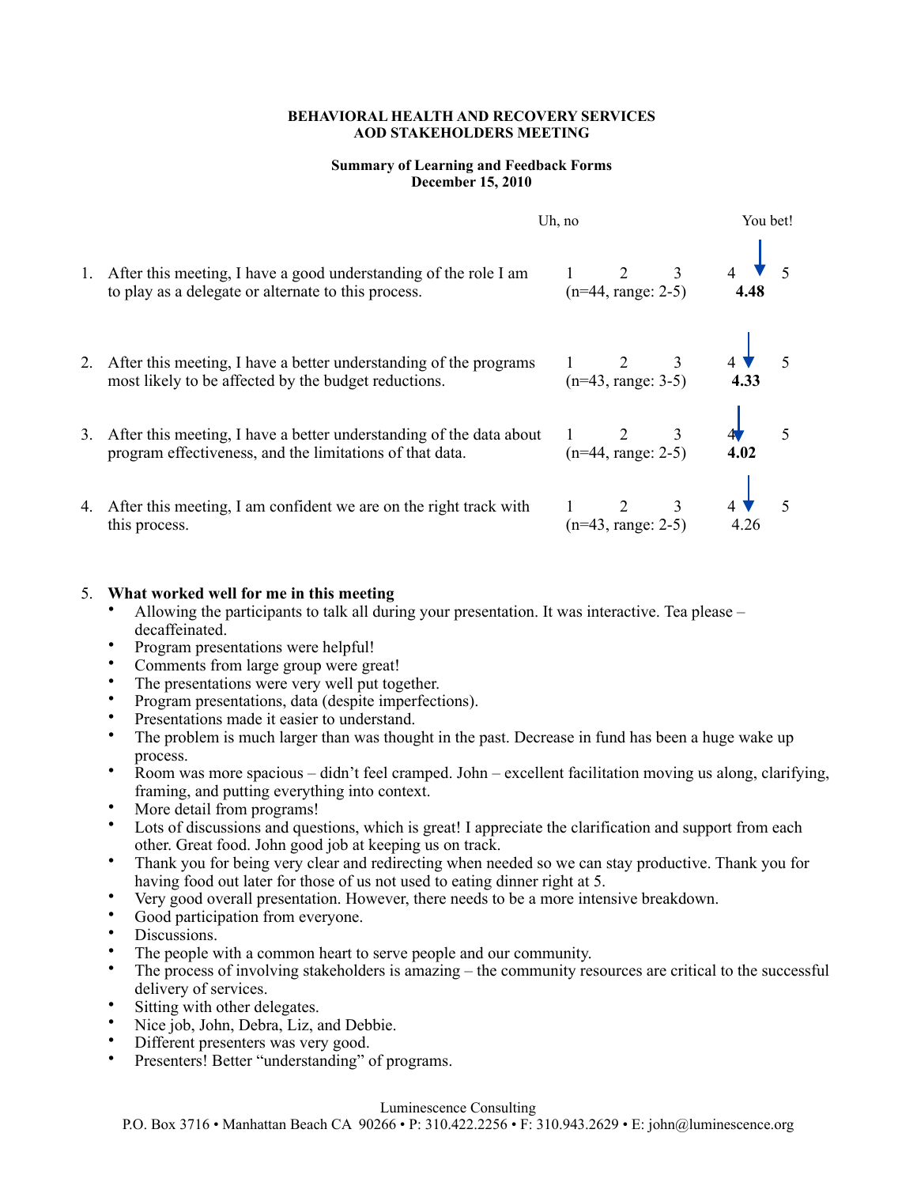**BEHAVIORAL HEALTH AND RECOVERY SERVICES**
**AOD STAKEHOLDERS MEETING**

**Summary of Learning and Feedback Forms**
**December 15, 2010**

| | Question | Uh, no ... You bet! (1 2 3 4 5) |
|---|---|---|
| 1. | After this meeting, I have a good understanding of the role I am to play as a delegate or alternate to this process. | (n=44, range: 2-5) **4.48** |
| 2. | After this meeting, I have a better understanding of the programs most likely to be affected by the budget reductions. | (n=43, range: 3-5) **4.33** |
| 3. | After this meeting, I have a better understanding of the data about program effectiveness, and the limitations of that data. | (n=44, range: 2-5) **4.02** |
| 4. | After this meeting, I am confident we are on the right track with this process. | (n=43, range: 2-5) 4.26 |

5. **What worked well for me in this meeting**
   - Allowing the participants to talk all during your presentation. It was interactive. Tea please – decaffeinated.
   - Program presentations were helpful!
   - Comments from large group were great!
   - The presentations were very well put together.
   - Program presentations, data (despite imperfections).
   - Presentations made it easier to understand.
   - The problem is much larger than was thought in the past. Decrease in fund has been a huge wake up process.
   - Room was more spacious – didn't feel cramped. John – excellent facilitation moving us along, clarifying, framing, and putting everything into context.
   - More detail from programs!
   - Lots of discussions and questions, which is great! I appreciate the clarification and support from each other. Great food. John good job at keeping us on track.
   - Thank you for being very clear and redirecting when needed so we can stay productive. Thank you for having food out later for those of us not used to eating dinner right at 5.
   - Very good overall presentation. However, there needs to be a more intensive breakdown.
   - Good participation from everyone.
   - Discussions.
   - The people with a common heart to serve people and our community.
   - The process of involving stakeholders is amazing – the community resources are critical to the successful delivery of services.
   - Sitting with other delegates.
   - Nice job, John, Debra, Liz, and Debbie.
   - Different presenters was very good.
   - Presenters! Better "understanding" of programs.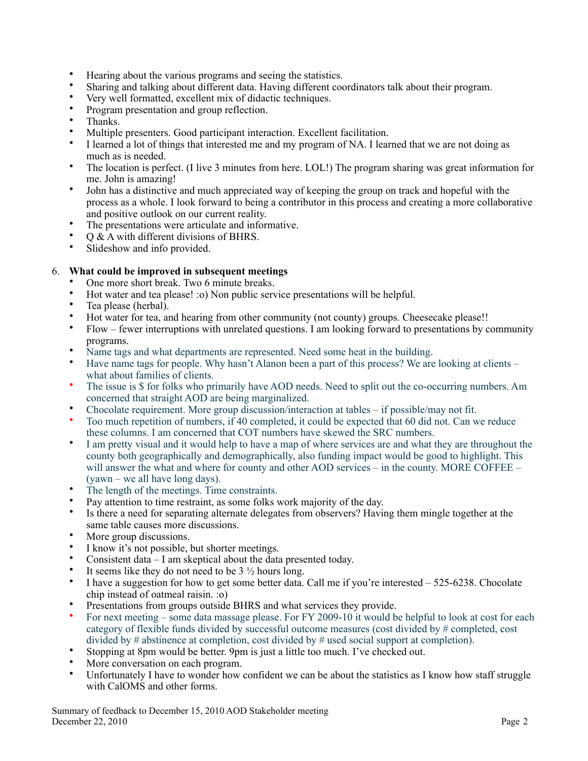- Hearing about the various programs and seeing the statistics.
- Sharing and talking about different data. Having different coordinators talk about their program.
- Very well formatted, excellent mix of didactic techniques.
- Program presentation and group reflection.
- Thanks.
- Multiple presenters. Good participant interaction. Excellent facilitation.
- I learned a lot of things that interested me and my program of NA. I learned that we are not doing as much as is needed.
- The location is perfect. (I live 3 minutes from here. LOL!) The program sharing was great information for me. John is amazing!
- John has a distinctive and much appreciated way of keeping the group on track and hopeful with the process as a whole. I look forward to being a contributor in this process and creating a more collaborative and positive outlook on our current reality.
- The presentations were articulate and informative.
- Q & A with different divisions of BHRS.
- Slideshow and info provided.

6. **What could be improved in subsequent meetings**
   - One more short break. Two 6 minute breaks.
   - Hot water and tea please! :o) Non public service presentations will be helpful.
   - Tea please (herbal).
   - Hot water for tea, and hearing from other community (not county) groups. Cheesecake please!!
   - Flow – fewer interruptions with unrelated questions. I am looking forward to presentations by community programs.
   - Name tags and what departments are represented. Need some heat in the building.
   - Have name tags for people. Why hasn't Alanon been a part of this process? We are looking at clients – what about families of clients.
   - The issue is $ for folks who primarily have AOD needs. Need to split out the co-occurring numbers. Am concerned that straight AOD are being marginalized.
   - Chocolate requirement. More group discussion/interaction at tables – if possible/may not fit.
   - Too much repetition of numbers, if 40 completed, it could be expected that 60 did not. Can we reduce these columns. I am concerned that COT numbers have skewed the SRC numbers.
   - I am pretty visual and it would help to have a map of where services are and what they are throughout the county both geographically and demographically, also funding impact would be good to highlight. This will answer the what and where for county and other AOD services – in the county. MORE COFFEE – (yawn – we all have long days).
   - The length of the meetings. Time constraints.
   - Pay attention to time restraint, as some folks work majority of the day.
   - Is there a need for separating alternate delegates from observers? Having them mingle together at the same table causes more discussions.
   - More group discussions.
   - I know it's not possible, but shorter meetings.
   - Consistent data – I am skeptical about the data presented today.
   - It seems like they do not need to be 3 ½ hours long.
   - I have a suggestion for how to get some better data. Call me if you're interested – 525-6238. Chocolate chip instead of oatmeal raisin. :o)
   - Presentations from groups outside BHRS and what services they provide.
   - For next meeting – some data massage please. For FY 2009-10 it would be helpful to look at cost for each category of flexible funds divided by successful outcome measures (cost divided by # completed, cost divided by # abstinence at completion, cost divided by # used social support at completion).
   - Stopping at 8pm would be better. 9pm is just a little too much. I've checked out.
   - More conversation on each program.
   - Unfortunately I have to wonder how confident we can be about the statistics as I know how staff struggle with CalOMS and other forms.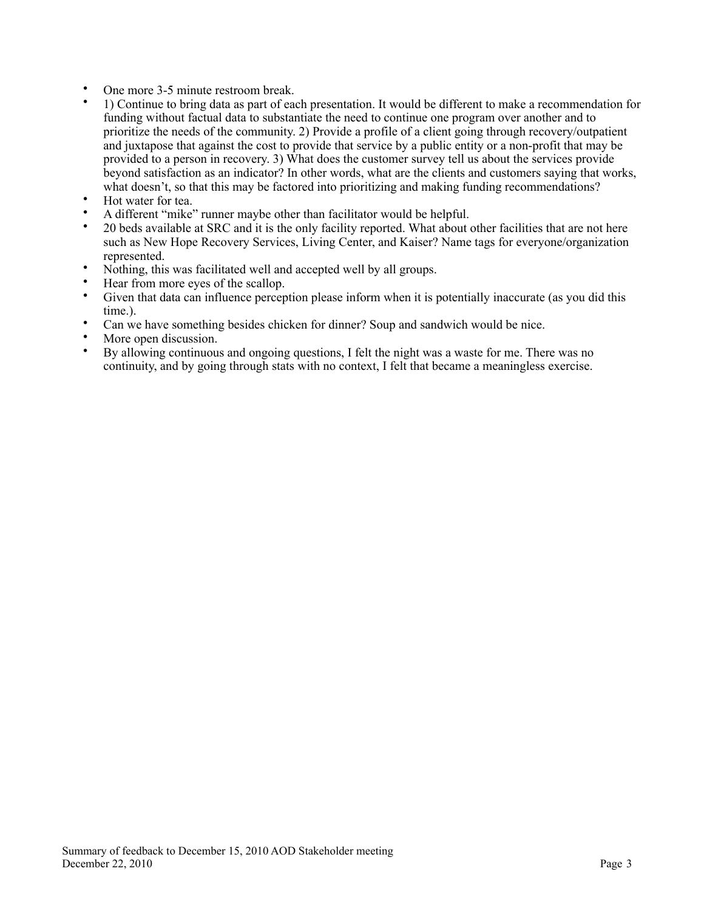- One more 3-5 minute restroom break.
- 1) Continue to bring data as part of each presentation. It would be different to make a recommendation for funding without factual data to substantiate the need to continue one program over another and to prioritize the needs of the community. 2) Provide a profile of a client going through recovery/outpatient and juxtapose that against the cost to provide that service by a public entity or a non-profit that may be provided to a person in recovery. 3) What does the customer survey tell us about the services provide beyond satisfaction as an indicator? In other words, what are the clients and customers saying that works, what doesn't, so that this may be factored into prioritizing and making funding recommendations?
- Hot water for tea.
- A different "mike" runner maybe other than facilitator would be helpful.
- 20 beds available at SRC and it is the only facility reported. What about other facilities that are not here such as New Hope Recovery Services, Living Center, and Kaiser? Name tags for everyone/organization represented.
- Nothing, this was facilitated well and accepted well by all groups.
- Hear from more eyes of the scallop.
- Given that data can influence perception please inform when it is potentially inaccurate (as you did this time.).
- Can we have something besides chicken for dinner? Soup and sandwich would be nice.
- More open discussion.
- By allowing continuous and ongoing questions, I felt the night was a waste for me. There was no continuity, and by going through stats with no context, I felt that became a meaningless exercise.